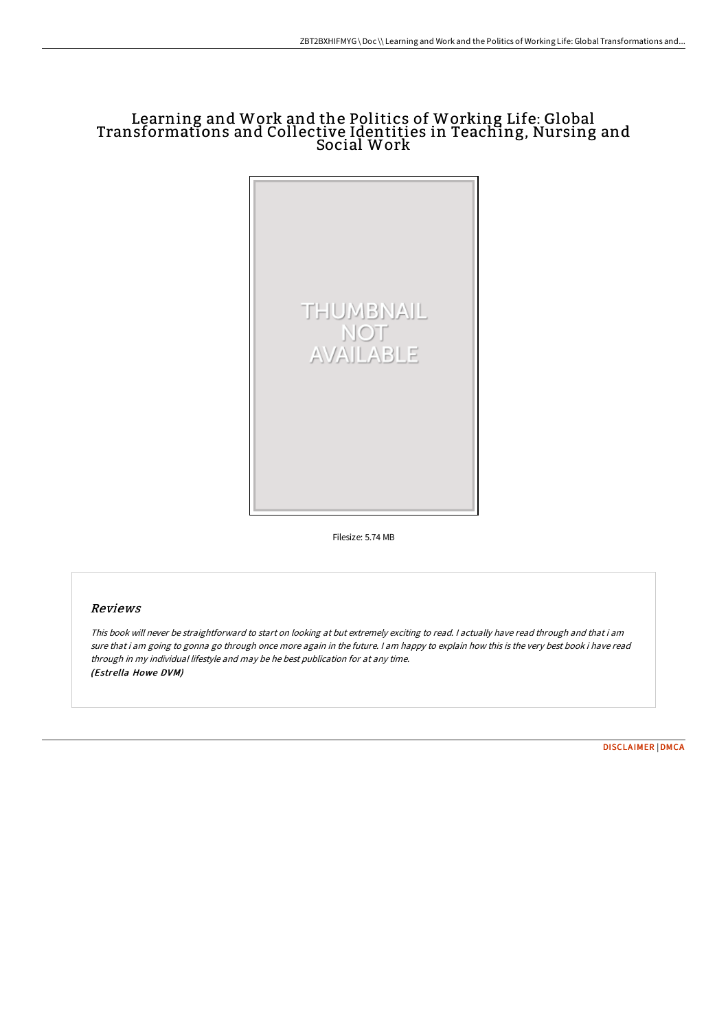# Learning and Work and the Politics of Working Life: Global Transformations and Collective Identities in Teaching, Nursing and Social Work

Filesize: 5.74 MB

## Reviews

*This book will never be straightforward to start on looking at but extremely exciting to read. I actually have read through and that i am sure that i am going to gonna go through once more again in the future. I am happy to explain how this is the very best book i have read through in my individual lifestyle and may be he best publication for at any time.*
*(Estrella Howe DVM)*

DISCLAIMER | DMCA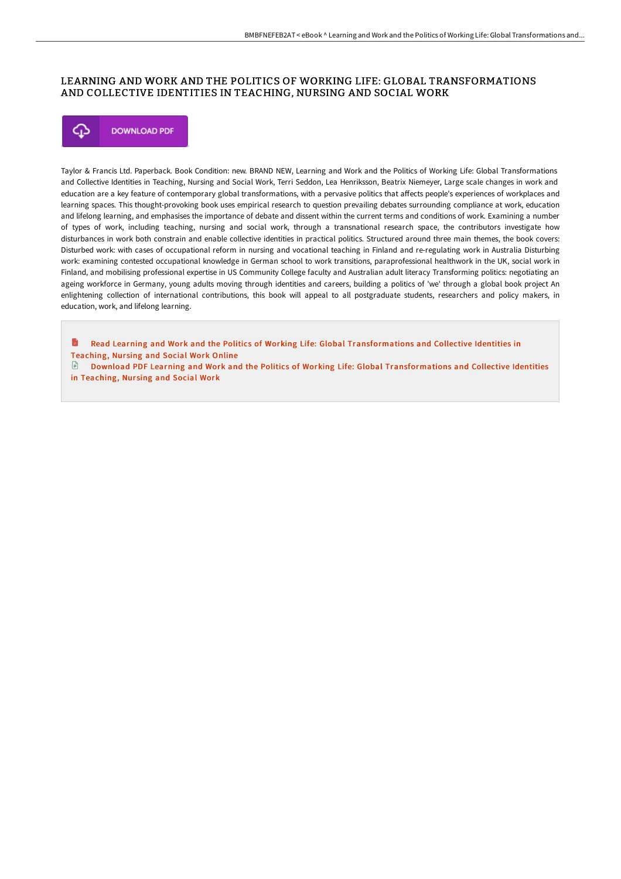# LEARNING AND WORK AND THE POLITICS OF WORKING LIFE: GLOBAL TRANSFORMATIONS AND COLLECTIVE IDENTITIES IN TEACHING, NURSING AND SOCIAL WORK

DOWNLOAD PDF

Taylor & Francis Ltd. Paperback. Book Condition: new. BRAND NEW, Learning and Work and the Politics of Working Life: Global Transformations and Collective Identities in Teaching, Nursing and Social Work, Terri Seddon, Lea Henriksson, Beatrix Niemeyer, Large scale changes in work and education are a key feature of contemporary global transformations, with a pervasive politics that affects people's experiences of workplaces and learning spaces. This thought-provoking book uses empirical research to question prevailing debates surrounding compliance at work, education and lifelong learning, and emphasises the importance of debate and dissent within the current terms and conditions of work. Examining a number of types of work, including teaching, nursing and social work, through a transnational research space, the contributors investigate how disturbances in work both constrain and enable collective identities in practical politics. Structured around three main themes, the book covers: Disturbed work: with cases of occupational reform in nursing and vocational teaching in Finland and re-regulating work in Australia Disturbing work: examining contested occupational knowledge in German school to work transitions, paraprofessional healthwork in the UK, social work in Finland, and mobilising professional expertise in US Community College faculty and Australian adult literacy Transforming politics: negotiating an ageing workforce in Germany, young adults moving through identities and careers, building a politics of 'we' through a global book project An enlightening collection of international contributions, this book will appeal to all postgraduate students, researchers and policy makers, in education, work, and lifelong learning.

Read Learning and Work and the Politics of Working Life: Global Transformations and Collective Identities in Teaching, Nursing and Social Work Online

Download PDF Learning and Work and the Politics of Working Life: Global Transformations and Collective Identities in Teaching, Nursing and Social Work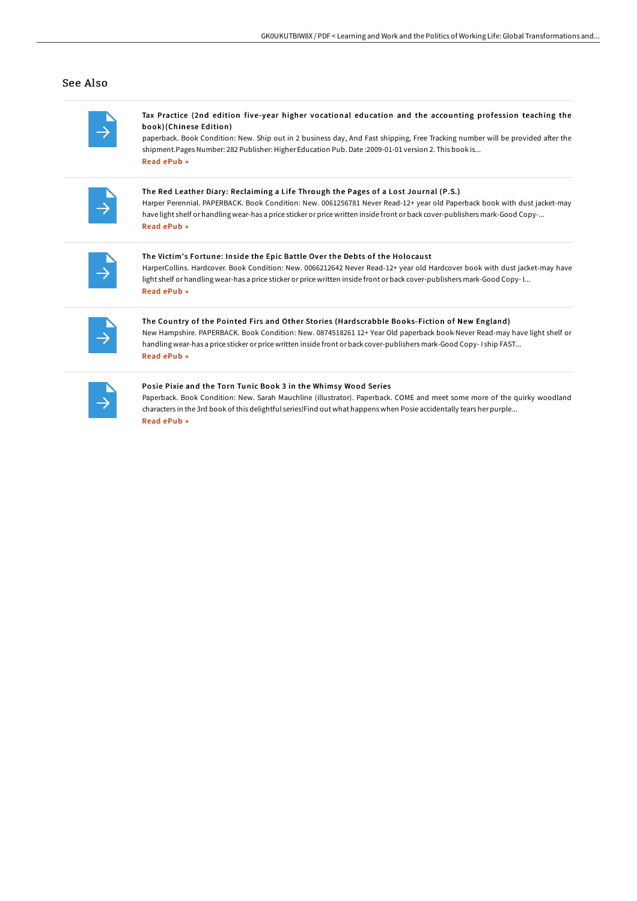## See Also

### Tax Practice (2nd edition five-year higher vocational education and the accounting profession teaching the book)(Chinese Edition)

paperback. Book Condition: New. Ship out in 2 business day, And Fast shipping, Free Tracking number will be provided after the shipment.Pages Number: 282 Publisher: Higher Education Pub. Date :2009-01-01 version 2. This book is...

Read ePub »

### The Red Leather Diary: Reclaiming a Life Through the Pages of a Lost Journal (P.S.)

Harper Perennial. PAPERBACK. Book Condition: New. 0061256781 Never Read-12+ year old Paperback book with dust jacket-may have light shelf or handling wear-has a price sticker or price written inside front or back cover-publishers mark-Good Copy-...

Read ePub »

### The Victim's Fortune: Inside the Epic Battle Over the Debts of the Holocaust

HarperCollins. Hardcover. Book Condition: New. 0066212642 Never Read-12+ year old Hardcover book with dust jacket-may have light shelf or handling wear-has a price sticker or price written inside front or back cover-publishers mark-Good Copy- I...

Read ePub »

### The Country of the Pointed Firs and Other Stories (Hardscrabble Books-Fiction of New England)

New Hampshire. PAPERBACK. Book Condition: New. 0874518261 12+ Year Old paperback book-Never Read-may have light shelf or handling wear-has a price sticker or price written inside front or back cover-publishers mark-Good Copy- I ship FAST...

Read ePub »

### Posie Pixie and the Torn Tunic Book 3 in the Whimsy Wood Series

Paperback. Book Condition: New. Sarah Mauchline (illustrator). Paperback. COME and meet some more of the quirky woodland characters in the 3rd book of this delightful series!Find out what happens when Posie accidentally tears her purple...

Read ePub »